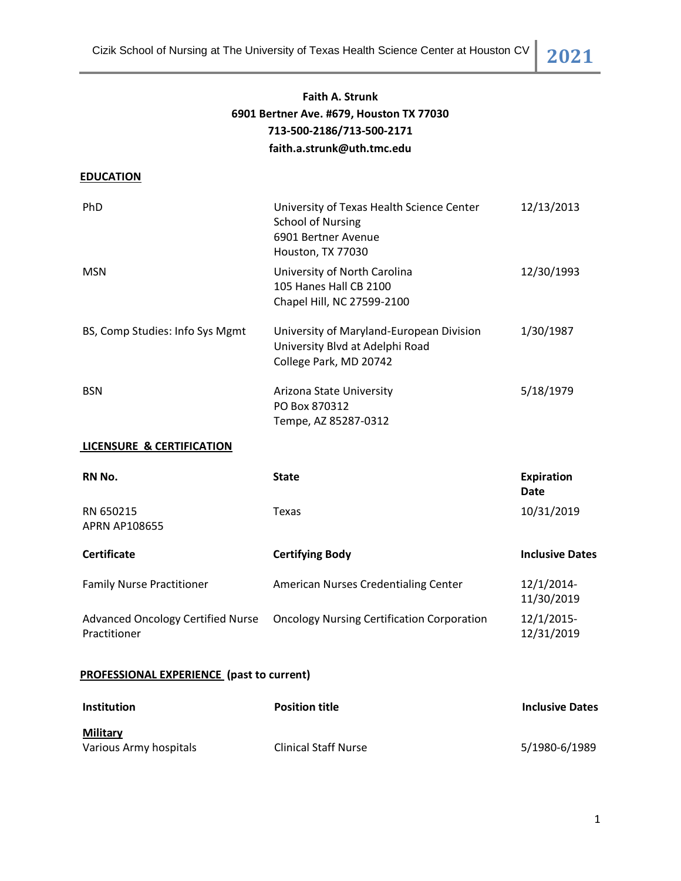**Faith A. Strunk**
**6901 Bertner Ave. #679, Houston TX 77030**
**713-500-2186/713-500-2171**
**faith.a.strunk@uth.tmc.edu**

## EDUCATION

| | | |
|---|---|---|
| PhD | University of Texas Health Science Center<br>School of Nursing<br>6901 Bertner Avenue<br>Houston, TX 77030 | 12/13/2013 |
| MSN | University of North Carolina<br>105 Hanes Hall CB 2100<br>Chapel Hill, NC 27599-2100 | 12/30/1993 |
| BS, Comp Studies: Info Sys Mgmt | University of Maryland-European Division<br>University Blvd at Adelphi Road<br>College Park, MD 20742 | 1/30/1987 |
| BSN | Arizona State University<br>PO Box 870312<br>Tempe, AZ 85287-0312 | 5/18/1979 |

## LICENSURE & CERTIFICATION

| **RN No.** | **State** | **Expiration Date** |
|---|---|---|
| RN 650215<br>APRN AP108655 | Texas | 10/31/2019 |

| **Certificate** | **Certifying Body** | **Inclusive Dates** |
|---|---|---|
| Family Nurse Practitioner | American Nurses Credentialing Center | 12/1/2014-11/30/2019 |
| Advanced Oncology Certified Nurse Practitioner | Oncology Nursing Certification Corporation | 12/1/2015-12/31/2019 |

## PROFESSIONAL EXPERIENCE (past to current)

| **Institution** | **Position title** | **Inclusive Dates** |
|---|---|---|
| **Military** | | |
| Various Army hospitals | Clinical Staff Nurse | 5/1980-6/1989 |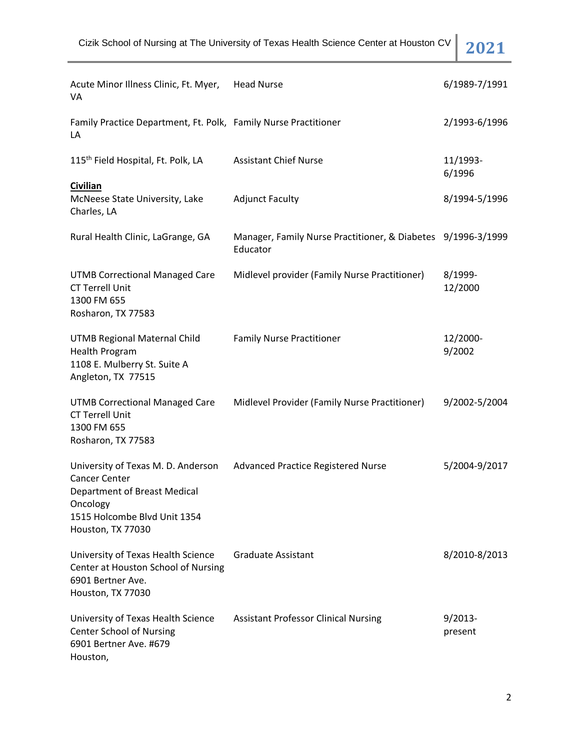| | | |
|---|---|---|
| Acute Minor Illness Clinic, Ft. Myer, VA | Head Nurse | 6/1989-7/1991 |
| Family Practice Department, Ft. Polk, LA | Family Nurse Practitioner | 2/1993-6/1996 |
| 115th Field Hospital, Ft. Polk, LA | Assistant Chief Nurse | 11/1993-6/1996 |
| **Civilian** | | |
| McNeese State University, Lake Charles, LA | Adjunct Faculty | 8/1994-5/1996 |
| Rural Health Clinic, LaGrange, GA | Manager, Family Nurse Practitioner, & Diabetes Educator | 9/1996-3/1999 |
| UTMB Correctional Managed Care<br>CT Terrell Unit<br>1300 FM 655<br>Rosharon, TX 77583 | Midlevel provider (Family Nurse Practitioner) | 8/1999-12/2000 |
| UTMB Regional Maternal Child Health Program<br>1108 E. Mulberry St. Suite A<br>Angleton, TX 77515 | Family Nurse Practitioner | 12/2000-9/2002 |
| UTMB Correctional Managed Care<br>CT Terrell Unit<br>1300 FM 655<br>Rosharon, TX 77583 | Midlevel Provider (Family Nurse Practitioner) | 9/2002-5/2004 |
| University of Texas M. D. Anderson Cancer Center<br>Department of Breast Medical Oncology<br>1515 Holcombe Blvd Unit 1354<br>Houston, TX 77030 | Advanced Practice Registered Nurse | 5/2004-9/2017 |
| University of Texas Health Science Center at Houston School of Nursing<br>6901 Bertner Ave.<br>Houston, TX 77030 | Graduate Assistant | 8/2010-8/2013 |
| University of Texas Health Science Center School of Nursing<br>6901 Bertner Ave. #679<br>Houston, | Assistant Professor Clinical Nursing | 9/2013-present |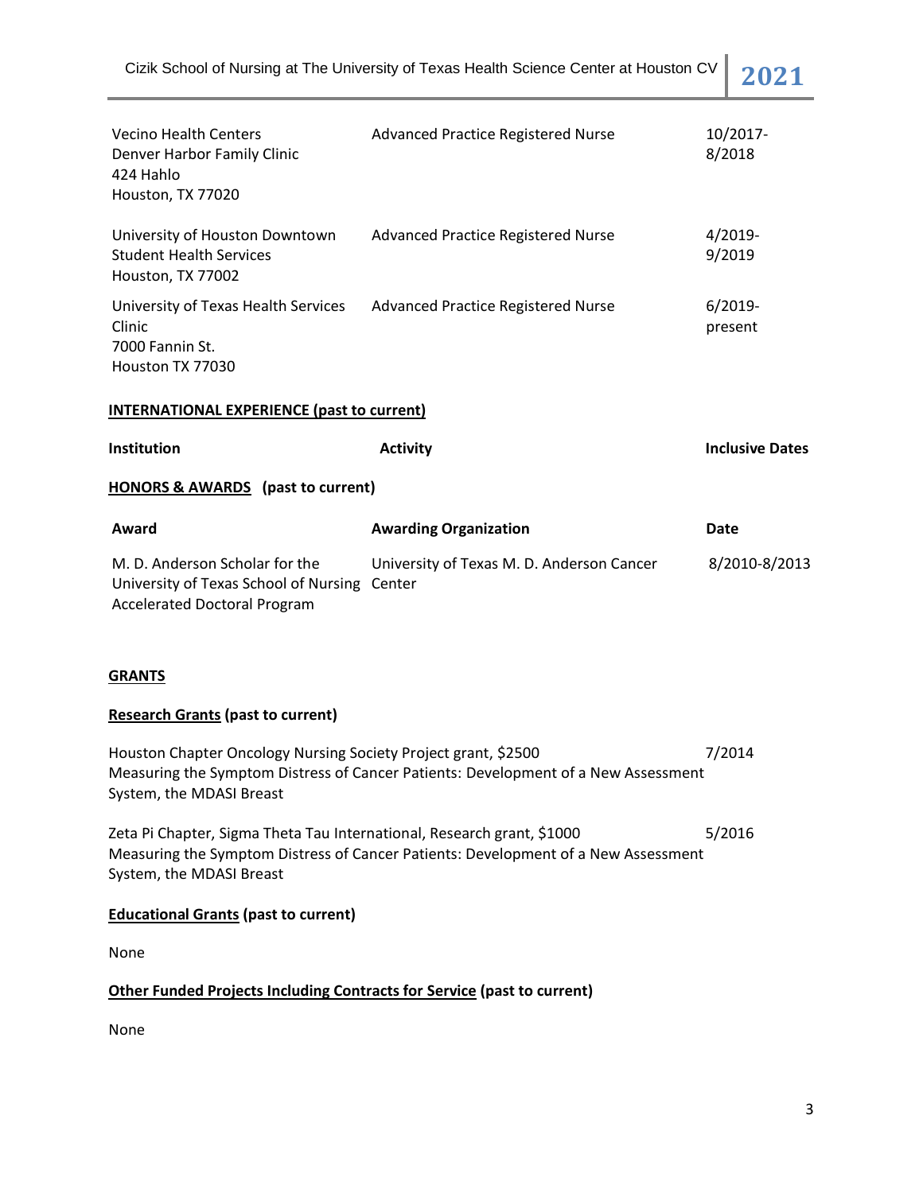| | | |
|---|---|---|
| Vecino Health Centers<br>Denver Harbor Family Clinic<br>424 Hahlo<br>Houston, TX 77020 | Advanced Practice Registered Nurse | 10/2017-<br>8/2018 |
| University of Houston Downtown<br>Student Health Services<br>Houston, TX 77002 | Advanced Practice Registered Nurse | 4/2019-<br>9/2019 |
| University of Texas Health Services Clinic<br>7000 Fannin St.<br>Houston TX 77030 | Advanced Practice Registered Nurse | 6/2019-<br>present |

**INTERNATIONAL EXPERIENCE (past to current)**

| Institution | Activity | Inclusive Dates |
|---|---|---|

**HONORS & AWARDS (past to current)**

| Award | Awarding Organization | Date |
|---|---|---|
| M. D. Anderson Scholar for the University of Texas School of Nursing Accelerated Doctoral Program | University of Texas M. D. Anderson Cancer Center | 8/2010-8/2013 |

**GRANTS**

**Research Grants (past to current)**

Houston Chapter Oncology Nursing Society Project grant, $2500 — 7/2014
Measuring the Symptom Distress of Cancer Patients: Development of a New Assessment System, the MDASI Breast

Zeta Pi Chapter, Sigma Theta Tau International, Research grant, $1000 — 5/2016
Measuring the Symptom Distress of Cancer Patients: Development of a New Assessment System, the MDASI Breast

**Educational Grants (past to current)**

None

**Other Funded Projects Including Contracts for Service (past to current)**

None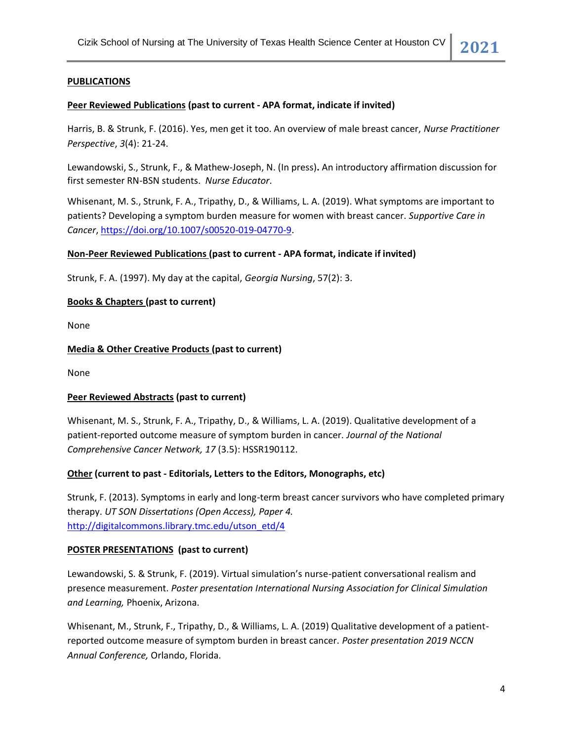## PUBLICATIONS

**Peer Reviewed Publications (past to current - APA format, indicate if invited)**

Harris, B. & Strunk, F. (2016). Yes, men get it too. An overview of male breast cancer, *Nurse Practitioner Perspective*, *3*(4): 21-24.

Lewandowski, S., Strunk, F., & Mathew-Joseph, N. (In press)**.** An introductory affirmation discussion for first semester RN-BSN students. *Nurse Educator*.

Whisenant, M. S., Strunk, F. A., Tripathy, D., & Williams, L. A. (2019). What symptoms are important to patients? Developing a symptom burden measure for women with breast cancer. *Supportive Care in Cancer*, https://doi.org/10.1007/s00520-019-04770-9.

**Non-Peer Reviewed Publications (past to current - APA format, indicate if invited)**

Strunk, F. A. (1997). My day at the capital, *Georgia Nursing*, 57(2): 3.

**Books & Chapters (past to current)**

None

**Media & Other Creative Products (past to current)**

None

**Peer Reviewed Abstracts (past to current)**

Whisenant, M. S., Strunk, F. A., Tripathy, D., & Williams, L. A. (2019). Qualitative development of a patient-reported outcome measure of symptom burden in cancer. *Journal of the National Comprehensive Cancer Network, 17* (3.5): HSSR190112.

**Other (current to past - Editorials, Letters to the Editors, Monographs, etc)**

Strunk, F. (2013). Symptoms in early and long-term breast cancer survivors who have completed primary therapy. *UT SON Dissertations (Open Access), Paper 4.* http://digitalcommons.library.tmc.edu/utson_etd/4

**POSTER PRESENTATIONS (past to current)**

Lewandowski, S. & Strunk, F. (2019). Virtual simulation's nurse-patient conversational realism and presence measurement. *Poster presentation International Nursing Association for Clinical Simulation and Learning,* Phoenix, Arizona.

Whisenant, M., Strunk, F., Tripathy, D., & Williams, L. A. (2019) Qualitative development of a patient-reported outcome measure of symptom burden in breast cancer. *Poster presentation 2019 NCCN Annual Conference,* Orlando, Florida.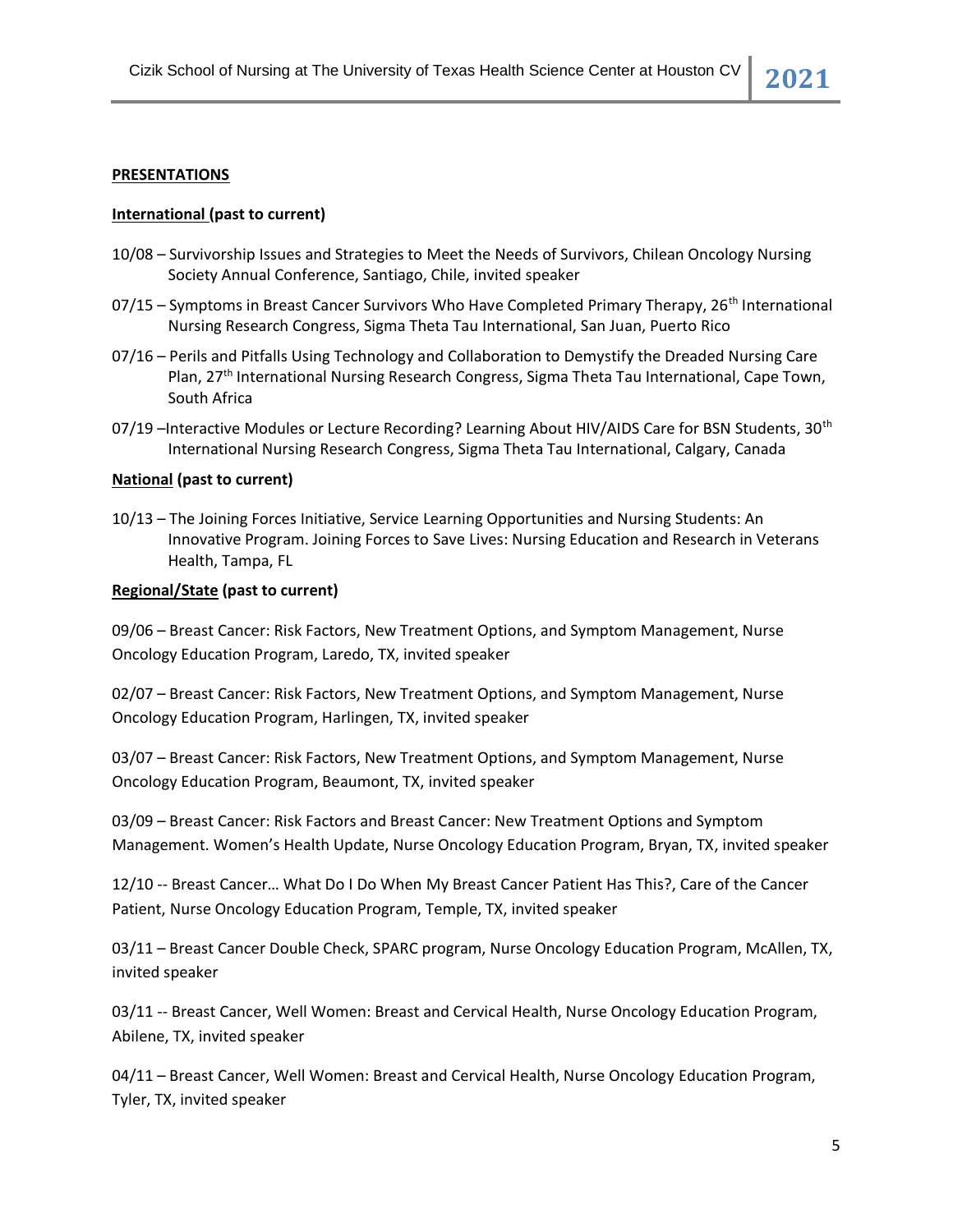## PRESENTATIONS

### International (past to current)

10/08 – Survivorship Issues and Strategies to Meet the Needs of Survivors, Chilean Oncology Nursing Society Annual Conference, Santiago, Chile, invited speaker

07/15 – Symptoms in Breast Cancer Survivors Who Have Completed Primary Therapy, 26th International Nursing Research Congress, Sigma Theta Tau International, San Juan, Puerto Rico

07/16 – Perils and Pitfalls Using Technology and Collaboration to Demystify the Dreaded Nursing Care Plan, 27th International Nursing Research Congress, Sigma Theta Tau International, Cape Town, South Africa

07/19 –Interactive Modules or Lecture Recording? Learning About HIV/AIDS Care for BSN Students, 30th International Nursing Research Congress, Sigma Theta Tau International, Calgary, Canada

### National (past to current)

10/13 – The Joining Forces Initiative, Service Learning Opportunities and Nursing Students: An Innovative Program. Joining Forces to Save Lives: Nursing Education and Research in Veterans Health, Tampa, FL

### Regional/State (past to current)

09/06 – Breast Cancer: Risk Factors, New Treatment Options, and Symptom Management, Nurse Oncology Education Program, Laredo, TX, invited speaker

02/07 – Breast Cancer: Risk Factors, New Treatment Options, and Symptom Management, Nurse Oncology Education Program, Harlingen, TX, invited speaker

03/07 – Breast Cancer: Risk Factors, New Treatment Options, and Symptom Management, Nurse Oncology Education Program, Beaumont, TX, invited speaker

03/09 – Breast Cancer: Risk Factors and Breast Cancer: New Treatment Options and Symptom Management. Women's Health Update, Nurse Oncology Education Program, Bryan, TX, invited speaker

12/10 -- Breast Cancer… What Do I Do When My Breast Cancer Patient Has This?, Care of the Cancer Patient, Nurse Oncology Education Program, Temple, TX, invited speaker

03/11 – Breast Cancer Double Check, SPARC program, Nurse Oncology Education Program, McAllen, TX, invited speaker

03/11 -- Breast Cancer, Well Women: Breast and Cervical Health, Nurse Oncology Education Program, Abilene, TX, invited speaker

04/11 – Breast Cancer, Well Women: Breast and Cervical Health, Nurse Oncology Education Program, Tyler, TX, invited speaker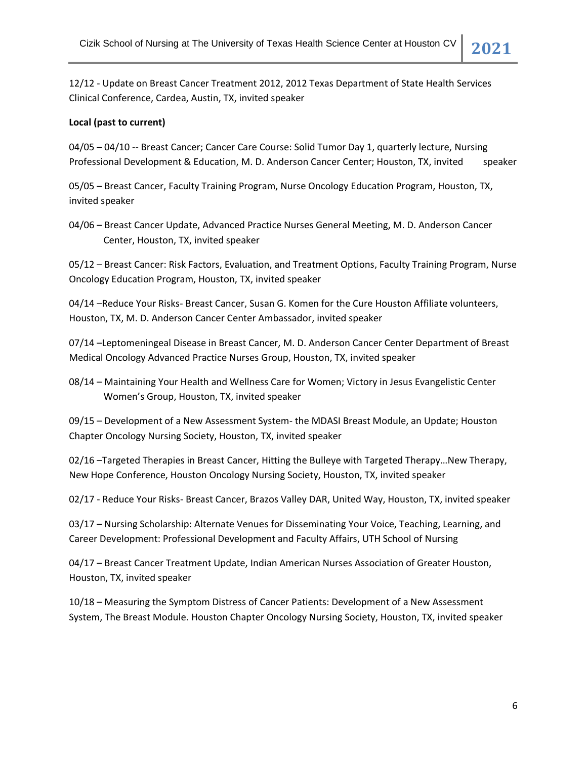12/12 - Update on Breast Cancer Treatment 2012, 2012 Texas Department of State Health Services Clinical Conference, Cardea, Austin, TX, invited speaker

**Local (past to current)**

04/05 – 04/10 -- Breast Cancer; Cancer Care Course: Solid Tumor Day 1, quarterly lecture, Nursing Professional Development & Education, M. D. Anderson Cancer Center; Houston, TX, invited speaker

05/05 – Breast Cancer, Faculty Training Program, Nurse Oncology Education Program, Houston, TX, invited speaker

04/06 – Breast Cancer Update, Advanced Practice Nurses General Meeting, M. D. Anderson Cancer Center, Houston, TX, invited speaker

05/12 – Breast Cancer: Risk Factors, Evaluation, and Treatment Options, Faculty Training Program, Nurse Oncology Education Program, Houston, TX, invited speaker

04/14 –Reduce Your Risks- Breast Cancer, Susan G. Komen for the Cure Houston Affiliate volunteers, Houston, TX, M. D. Anderson Cancer Center Ambassador, invited speaker

07/14 –Leptomeningeal Disease in Breast Cancer, M. D. Anderson Cancer Center Department of Breast Medical Oncology Advanced Practice Nurses Group, Houston, TX, invited speaker

08/14 – Maintaining Your Health and Wellness Care for Women; Victory in Jesus Evangelistic Center Women's Group, Houston, TX, invited speaker

09/15 – Development of a New Assessment System- the MDASI Breast Module, an Update; Houston Chapter Oncology Nursing Society, Houston, TX, invited speaker

02/16 –Targeted Therapies in Breast Cancer, Hitting the Bulleye with Targeted Therapy…New Therapy, New Hope Conference, Houston Oncology Nursing Society, Houston, TX, invited speaker

02/17 - Reduce Your Risks- Breast Cancer, Brazos Valley DAR, United Way, Houston, TX, invited speaker

03/17 – Nursing Scholarship: Alternate Venues for Disseminating Your Voice, Teaching, Learning, and Career Development: Professional Development and Faculty Affairs, UTH School of Nursing

04/17 – Breast Cancer Treatment Update, Indian American Nurses Association of Greater Houston, Houston, TX, invited speaker

10/18 – Measuring the Symptom Distress of Cancer Patients: Development of a New Assessment System, The Breast Module. Houston Chapter Oncology Nursing Society, Houston, TX, invited speaker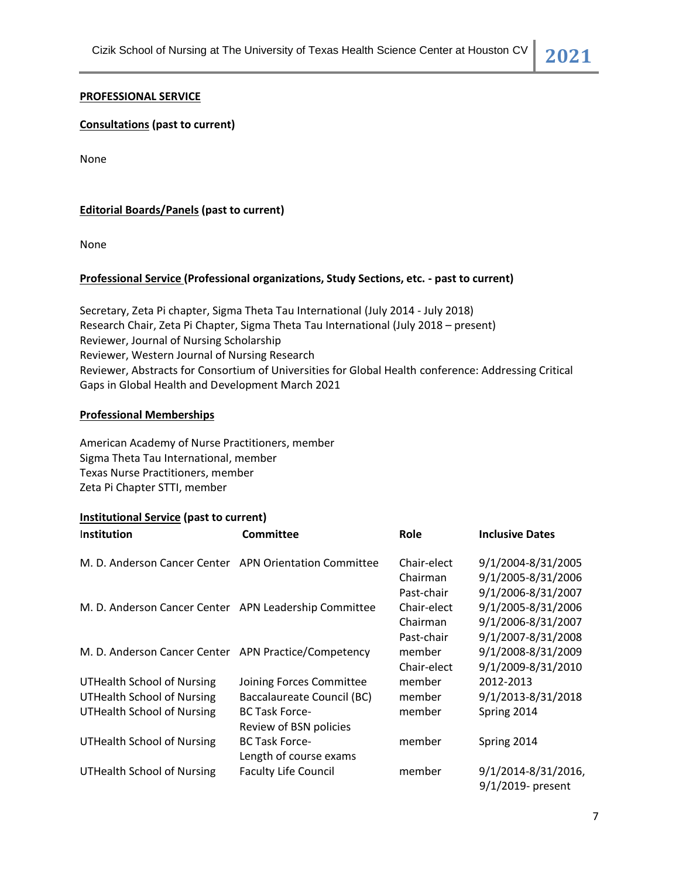**PROFESSIONAL SERVICE**

**Consultations (past to current)**

None

**Editorial Boards/Panels (past to current)**

None

**Professional Service (Professional organizations, Study Sections, etc. - past to current)**

Secretary, Zeta Pi chapter, Sigma Theta Tau International (July 2014 - July 2018)
Research Chair, Zeta Pi Chapter, Sigma Theta Tau International (July 2018 – present)
Reviewer, Journal of Nursing Scholarship
Reviewer, Western Journal of Nursing Research
Reviewer, Abstracts for Consortium of Universities for Global Health conference: Addressing Critical Gaps in Global Health and Development March 2021

**Professional Memberships**

American Academy of Nurse Practitioners, member
Sigma Theta Tau International, member
Texas Nurse Practitioners, member
Zeta Pi Chapter STTI, member

**Institutional Service (past to current)**

| Institution | Committee | Role | Inclusive Dates |
|---|---|---|---|
| M. D. Anderson Cancer Center | APN Orientation Committee | Chair-elect | 9/1/2004-8/31/2005 |
| | | Chairman | 9/1/2005-8/31/2006 |
| | | Past-chair | 9/1/2006-8/31/2007 |
| M. D. Anderson Cancer Center | APN Leadership Committee | Chair-elect | 9/1/2005-8/31/2006 |
| | | Chairman | 9/1/2006-8/31/2007 |
| | | Past-chair | 9/1/2007-8/31/2008 |
| M. D. Anderson Cancer Center | APN Practice/Competency | member | 9/1/2008-8/31/2009 |
| | | Chair-elect | 9/1/2009-8/31/2010 |
| UTHealth School of Nursing | Joining Forces Committee | member | 2012-2013 |
| UTHealth School of Nursing | Baccalaureate Council (BC) | member | 9/1/2013-8/31/2018 |
| UTHealth School of Nursing | BC Task Force- Review of BSN policies | member | Spring 2014 |
| UTHealth School of Nursing | BC Task Force- Length of course exams | member | Spring 2014 |
| UTHealth School of Nursing | Faculty Life Council | member | 9/1/2014-8/31/2016, 9/1/2019- present |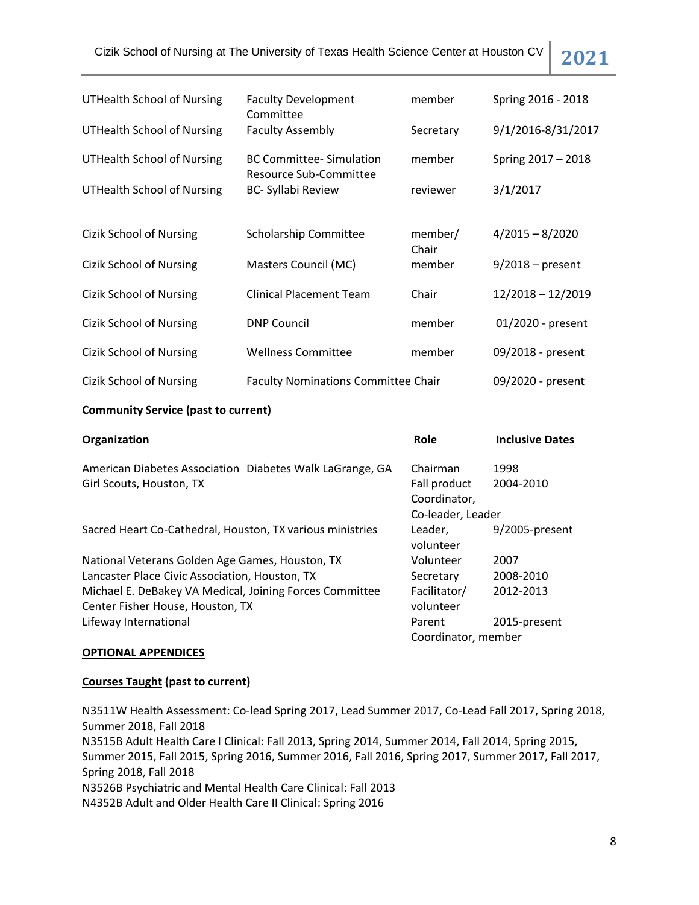| | | | |
|---|---|---|---|
| UTHealth School of Nursing | Faculty Development Committee | member | Spring 2016 - 2018 |
| UTHealth School of Nursing | Faculty Assembly | Secretary | 9/1/2016-8/31/2017 |
| UTHealth School of Nursing | BC Committee- Simulation Resource Sub-Committee | member | Spring 2017 – 2018 |
| UTHealth School of Nursing | BC- Syllabi Review | reviewer | 3/1/2017 |
| Cizik School of Nursing | Scholarship Committee | member/ Chair | 4/2015 – 8/2020 |
| Cizik School of Nursing | Masters Council (MC) | member | 9/2018 – present |
| Cizik School of Nursing | Clinical Placement Team | Chair | 12/2018 – 12/2019 |
| Cizik School of Nursing | DNP Council | member | 01/2020 - present |
| Cizik School of Nursing | Wellness Committee | member | 09/2018 - present |
| Cizik School of Nursing | Faculty Nominations Committee | Chair | 09/2020 - present |

**Community Service (past to current)**

| Organization | Role | Inclusive Dates |
|---|---|---|
| American Diabetes Association Diabetes Walk LaGrange, GA | Chairman | 1998 |
| Girl Scouts, Houston, TX | Fall product Coordinator, Co-leader, Leader | 2004-2010 |
| Sacred Heart Co-Cathedral, Houston, TX various ministries | Leader, volunteer | 9/2005-present |
| National Veterans Golden Age Games, Houston, TX | Volunteer | 2007 |
| Lancaster Place Civic Association, Houston, TX | Secretary | 2008-2010 |
| Michael E. DeBakey VA Medical, Joining Forces Committee Center Fisher House, Houston, TX | Facilitator/ volunteer | 2012-2013 |
| Lifeway International | Parent Coordinator, member | 2015-present |

**OPTIONAL APPENDICES**

**Courses Taught (past to current)**

N3511W Health Assessment: Co-lead Spring 2017, Lead Summer 2017, Co-Lead Fall 2017, Spring 2018, Summer 2018, Fall 2018
N3515B Adult Health Care I Clinical: Fall 2013, Spring 2014, Summer 2014, Fall 2014, Spring 2015, Summer 2015, Fall 2015, Spring 2016, Summer 2016, Fall 2016, Spring 2017, Summer 2017, Fall 2017, Spring 2018, Fall 2018
N3526B Psychiatric and Mental Health Care Clinical: Fall 2013
N4352B Adult and Older Health Care II Clinical: Spring 2016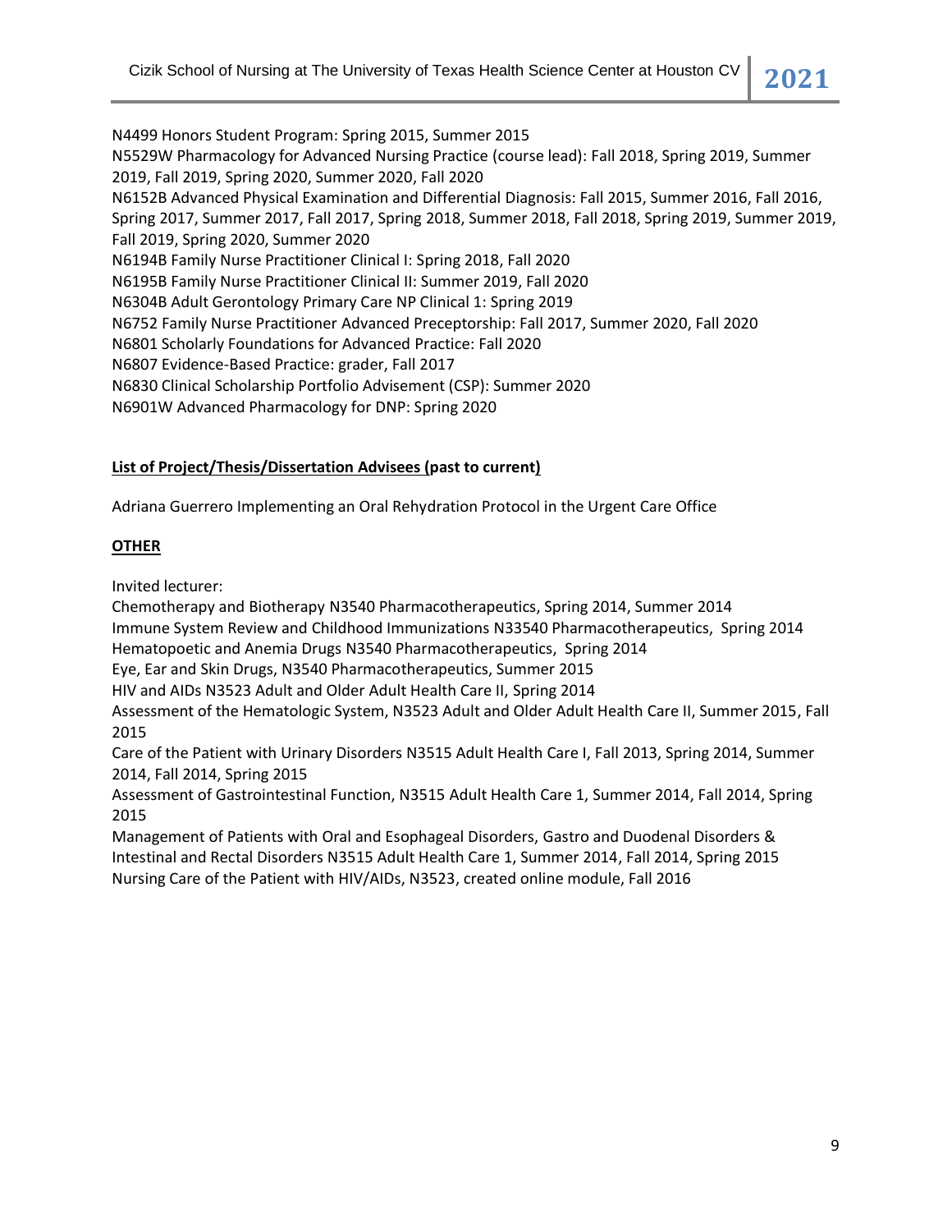N4499 Honors Student Program: Spring 2015, Summer 2015
N5529W Pharmacology for Advanced Nursing Practice (course lead): Fall 2018, Spring 2019, Summer 2019, Fall 2019, Spring 2020, Summer 2020, Fall 2020
N6152B Advanced Physical Examination and Differential Diagnosis: Fall 2015, Summer 2016, Fall 2016, Spring 2017, Summer 2017, Fall 2017, Spring 2018, Summer 2018, Fall 2018, Spring 2019, Summer 2019, Fall 2019, Spring 2020, Summer 2020
N6194B Family Nurse Practitioner Clinical I: Spring 2018, Fall 2020
N6195B Family Nurse Practitioner Clinical II: Summer 2019, Fall 2020
N6304B Adult Gerontology Primary Care NP Clinical 1: Spring 2019
N6752 Family Nurse Practitioner Advanced Preceptorship: Fall 2017, Summer 2020, Fall 2020
N6801 Scholarly Foundations for Advanced Practice: Fall 2020
N6807 Evidence-Based Practice: grader, Fall 2017
N6830 Clinical Scholarship Portfolio Advisement (CSP): Summer 2020
N6901W Advanced Pharmacology for DNP: Spring 2020

**List of Project/Thesis/Dissertation Advisees (past to current)**

Adriana Guerrero Implementing an Oral Rehydration Protocol in the Urgent Care Office

**OTHER**

Invited lecturer:
Chemotherapy and Biotherapy N3540 Pharmacotherapeutics, Spring 2014, Summer 2014
Immune System Review and Childhood Immunizations N33540 Pharmacotherapeutics, Spring 2014
Hematopoetic and Anemia Drugs N3540 Pharmacotherapeutics, Spring 2014
Eye, Ear and Skin Drugs, N3540 Pharmacotherapeutics, Summer 2015
HIV and AIDs N3523 Adult and Older Adult Health Care II, Spring 2014
Assessment of the Hematologic System, N3523 Adult and Older Adult Health Care II, Summer 2015, Fall 2015
Care of the Patient with Urinary Disorders N3515 Adult Health Care I, Fall 2013, Spring 2014, Summer 2014, Fall 2014, Spring 2015
Assessment of Gastrointestinal Function, N3515 Adult Health Care 1, Summer 2014, Fall 2014, Spring 2015
Management of Patients with Oral and Esophageal Disorders, Gastro and Duodenal Disorders & Intestinal and Rectal Disorders N3515 Adult Health Care 1, Summer 2014, Fall 2014, Spring 2015
Nursing Care of the Patient with HIV/AIDs, N3523, created online module, Fall 2016